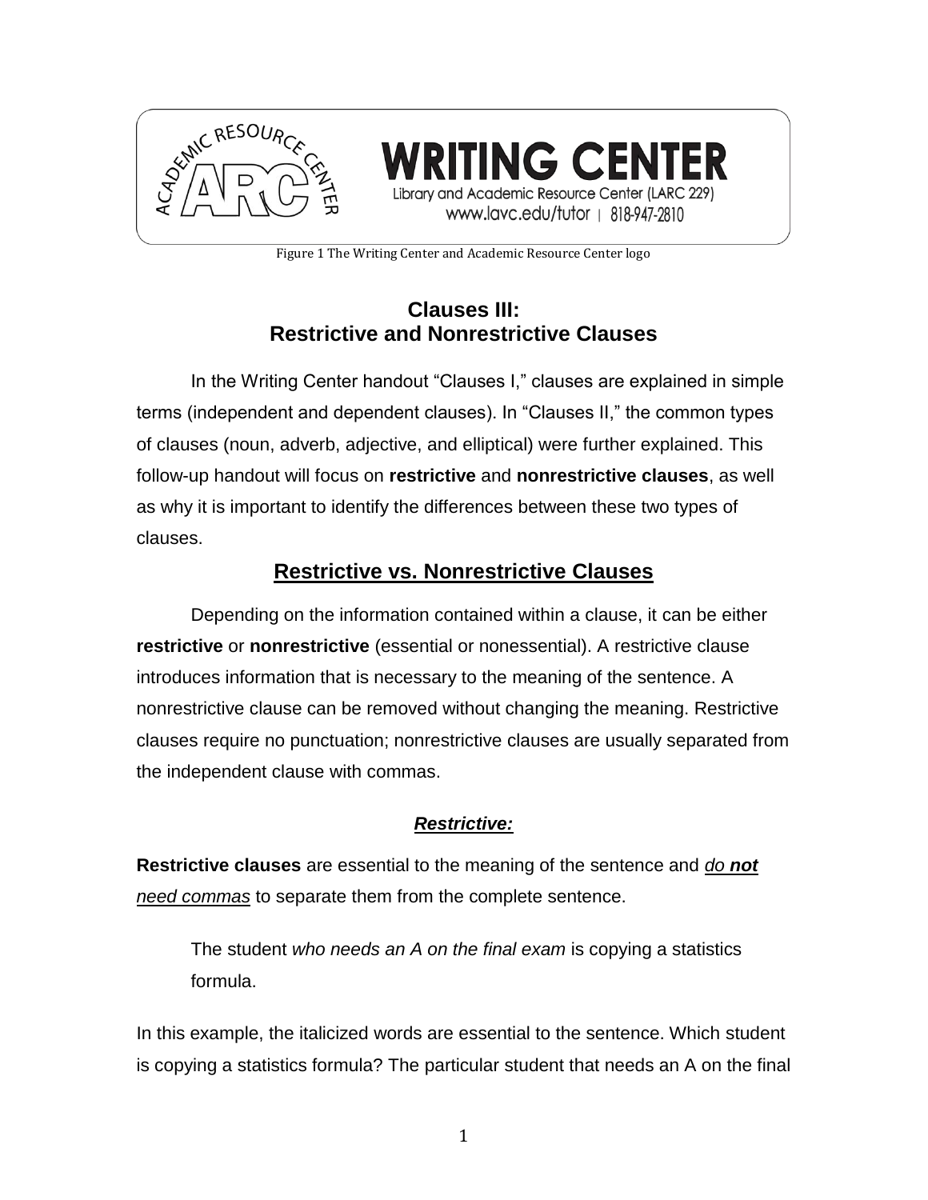WRITING CENTER
Library and Academic Resource Center (LARC 229)
www.lavc.edu/tutor | 818-947-2810

Figure 1 The Writing Center and Academic Resource Center logo

# Clauses III: Restrictive and Nonrestrictive Clauses

In the Writing Center handout "Clauses I," clauses are explained in simple terms (independent and dependent clauses). In "Clauses II," the common types of clauses (noun, adverb, adjective, and elliptical) were further explained. This follow-up handout will focus on **restrictive** and **nonrestrictive clauses**, as well as why it is important to identify the differences between these two types of clauses.

## Restrictive vs. Nonrestrictive Clauses

Depending on the information contained within a clause, it can be either **restrictive** or **nonrestrictive** (essential or nonessential). A restrictive clause introduces information that is necessary to the meaning of the sentence. A nonrestrictive clause can be removed without changing the meaning. Restrictive clauses require no punctuation; nonrestrictive clauses are usually separated from the independent clause with commas.

### ***Restrictive:***

**Restrictive clauses** are essential to the meaning of the sentence and *do **not** need commas* to separate them from the complete sentence.

> The student *who needs an A on the final exam* is copying a statistics formula.

In this example, the italicized words are essential to the sentence. Which student is copying a statistics formula? The particular student that needs an A on the final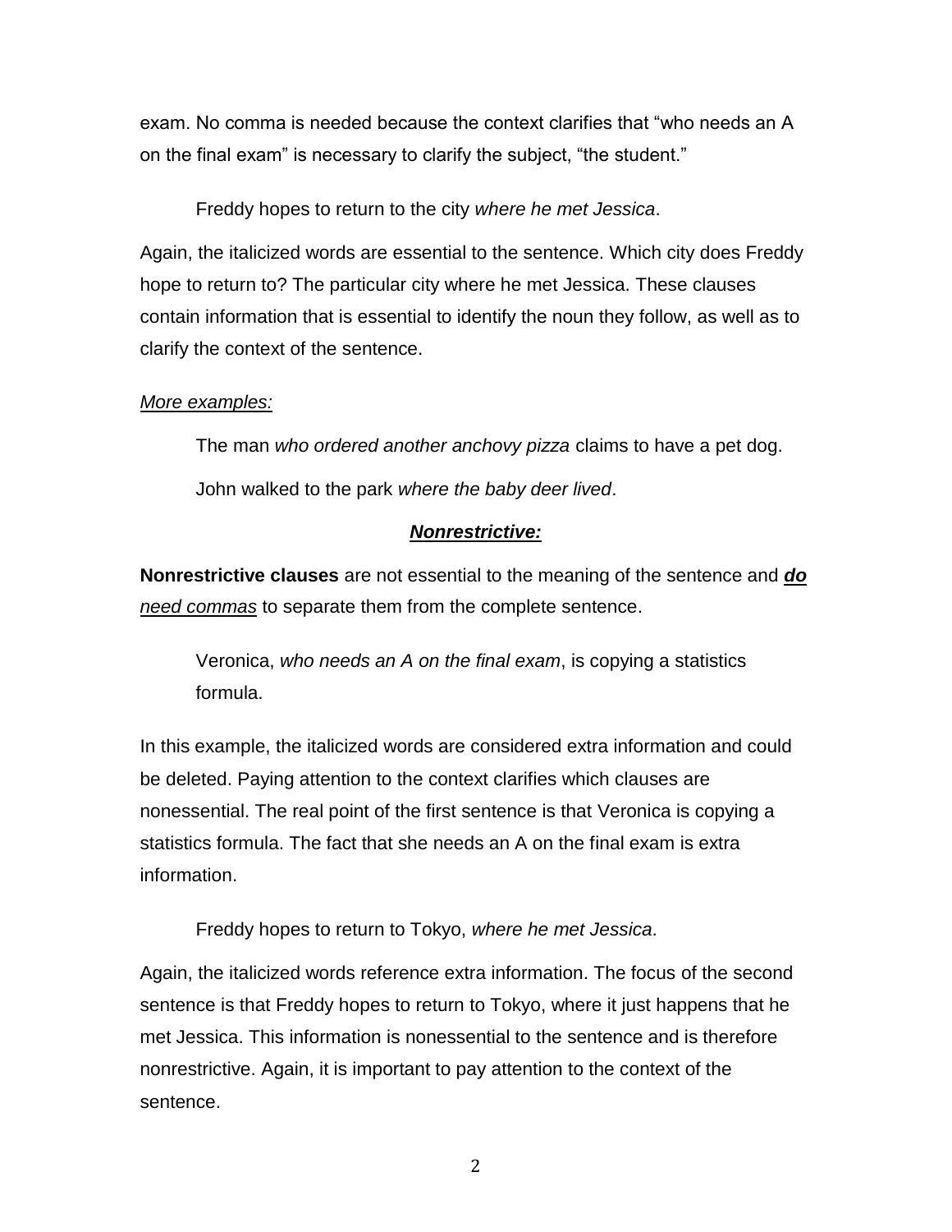exam. No comma is needed because the context clarifies that “who needs an A on the final exam” is necessary to clarify the subject, “the student.”

> Freddy hopes to return to the city *where he met Jessica*.

Again, the italicized words are essential to the sentence. Which city does Freddy hope to return to? The particular city where he met Jessica. These clauses contain information that is essential to identify the noun they follow, as well as to clarify the context of the sentence.

<u>*More examples:*</u>

> The man *who ordered another anchovy pizza* claims to have a pet dog.
>
> John walked to the park *where the baby deer lived*.

### <u>***Nonrestrictive:***</u>

**Nonrestrictive clauses** are not essential to the meaning of the sentence and <u>***do***</u> <u>*need commas*</u> to separate them from the complete sentence.

> Veronica, *who needs an A on the final exam*, is copying a statistics formula.

In this example, the italicized words are considered extra information and could be deleted. Paying attention to the context clarifies which clauses are nonessential. The real point of the first sentence is that Veronica is copying a statistics formula. The fact that she needs an A on the final exam is extra information.

> Freddy hopes to return to Tokyo, *where he met Jessica*.

Again, the italicized words reference extra information. The focus of the second sentence is that Freddy hopes to return to Tokyo, where it just happens that he met Jessica. This information is nonessential to the sentence and is therefore nonrestrictive. Again, it is important to pay attention to the context of the sentence.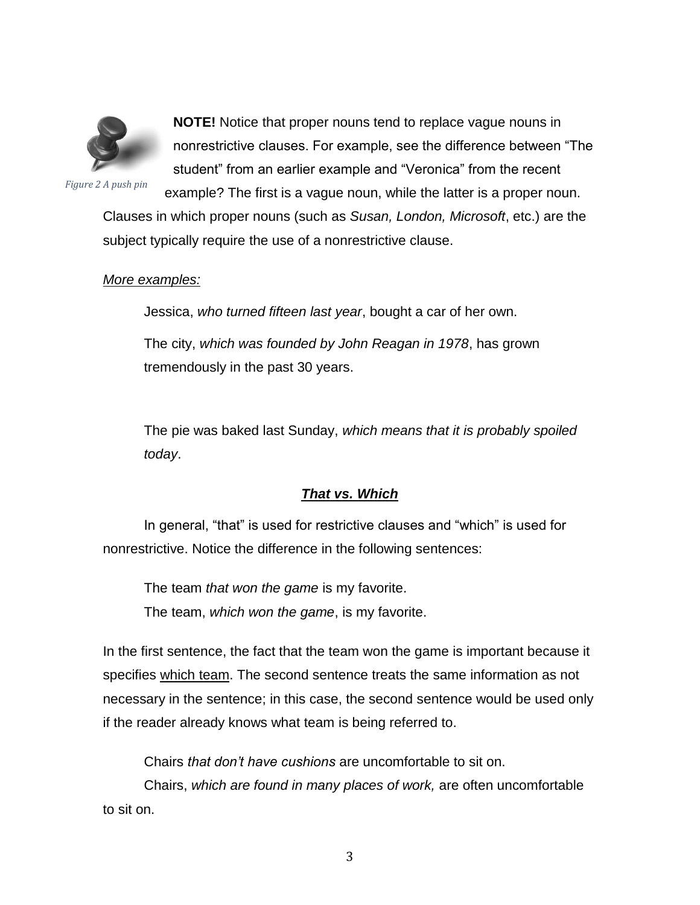Figure 2 A push pin

**NOTE!** Notice that proper nouns tend to replace vague nouns in nonrestrictive clauses. For example, see the difference between "The student" from an earlier example and "Veronica" from the recent example? The first is a vague noun, while the latter is a proper noun. Clauses in which proper nouns (such as *Susan, London, Microsoft*, etc.) are the subject typically require the use of a nonrestrictive clause.

*More examples:*

> Jessica, *who turned fifteen last year*, bought a car of her own.
>
> The city, *which was founded by John Reagan in 1978*, has grown tremendously in the past 30 years.
>
> The pie was baked last Sunday, *which means that it is probably spoiled today*.

## ***That vs. Which***

In general, "that" is used for restrictive clauses and "which" is used for nonrestrictive. Notice the difference in the following sentences:

> The team *that won the game* is my favorite.
> The team, *which won the game*, is my favorite.

In the first sentence, the fact that the team won the game is important because it specifies which team. The second sentence treats the same information as not necessary in the sentence; in this case, the second sentence would be used only if the reader already knows what team is being referred to.

> Chairs *that don't have cushions* are uncomfortable to sit on.
> Chairs, *which are found in many places of work,* are often uncomfortable to sit on.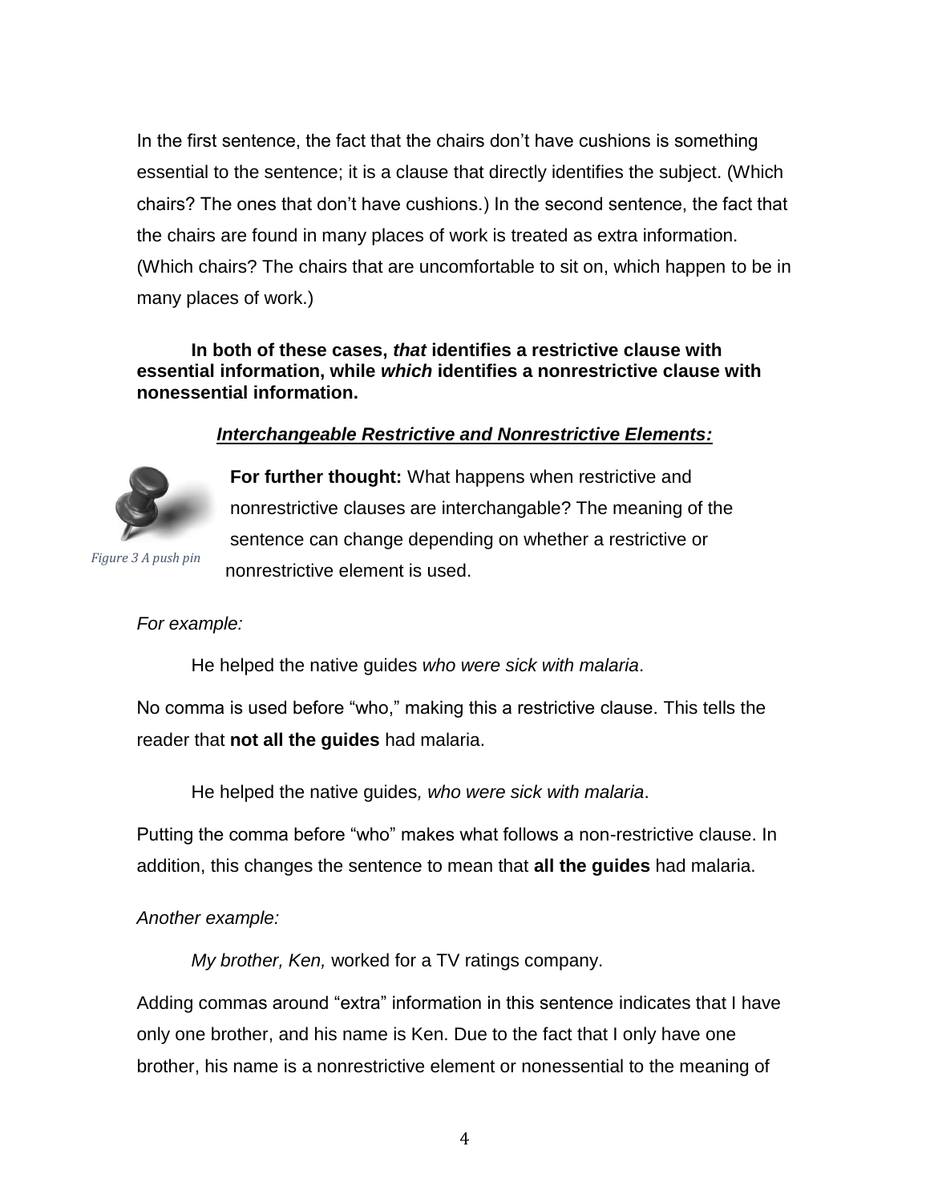In the first sentence, the fact that the chairs don't have cushions is something essential to the sentence; it is a clause that directly identifies the subject. (Which chairs? The ones that don't have cushions.) In the second sentence, the fact that the chairs are found in many places of work is treated as extra information. (Which chairs? The chairs that are uncomfortable to sit on, which happen to be in many places of work.)

**In both of these cases, *that* identifies a restrictive clause with essential information, while *which* identifies a nonrestrictive clause with nonessential information.**

***Interchangeable Restrictive and Nonrestrictive Elements:***

*Figure 3 A push pin*

**For further thought:** What happens when restrictive and nonrestrictive clauses are interchangable? The meaning of the sentence can change depending on whether a restrictive or nonrestrictive element is used.

*For example:*

He helped the native guides *who were sick with malaria*.

No comma is used before "who," making this a restrictive clause. This tells the reader that **not all the guides** had malaria.

He helped the native guides*, who were sick with malaria*.

Putting the comma before "who" makes what follows a non-restrictive clause. In addition, this changes the sentence to mean that **all the guides** had malaria.

*Another example:*

*My brother, Ken,* worked for a TV ratings company.

Adding commas around "extra" information in this sentence indicates that I have only one brother, and his name is Ken. Due to the fact that I only have one brother, his name is a nonrestrictive element or nonessential to the meaning of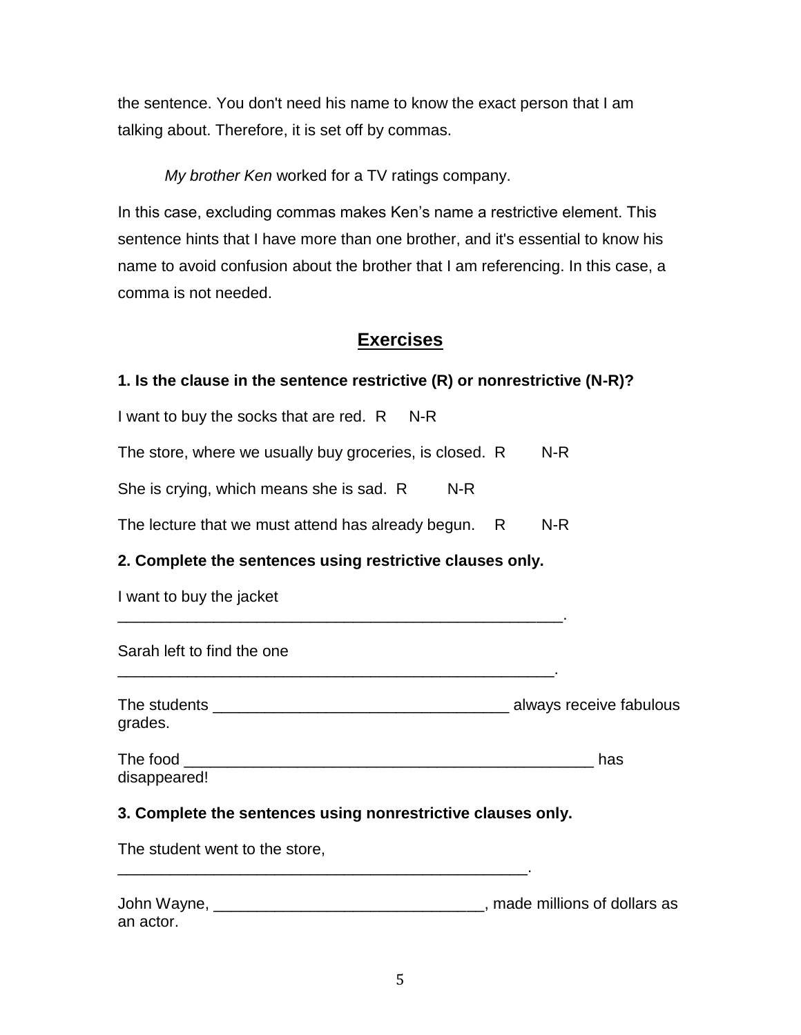the sentence. You don't need his name to know the exact person that I am talking about. Therefore, it is set off by commas.

> *My brother Ken* worked for a TV ratings company.

In this case, excluding commas makes Ken's name a restrictive element. This sentence hints that I have more than one brother, and it's essential to know his name to avoid confusion about the brother that I am referencing. In this case, a comma is not needed.

## Exercises

**1. Is the clause in the sentence restrictive (R) or nonrestrictive (N-R)?**

I want to buy the socks that are red. R N-R

The store, where we usually buy groceries, is closed. R N-R

She is crying, which means she is sad. R N-R

The lecture that we must attend has already begun. R N-R

**2. Complete the sentences using restrictive clauses only.**

I want to buy the jacket ____________________________________________________.

Sarah left to find the one ___________________________________________________.

The students __________________________________ always receive fabulous grades.

The food _______________________________________________ has disappeared!

**3. Complete the sentences using nonrestrictive clauses only.**

The student went to the store, _______________________________________________.

John Wayne, ______________________________, made millions of dollars as an actor.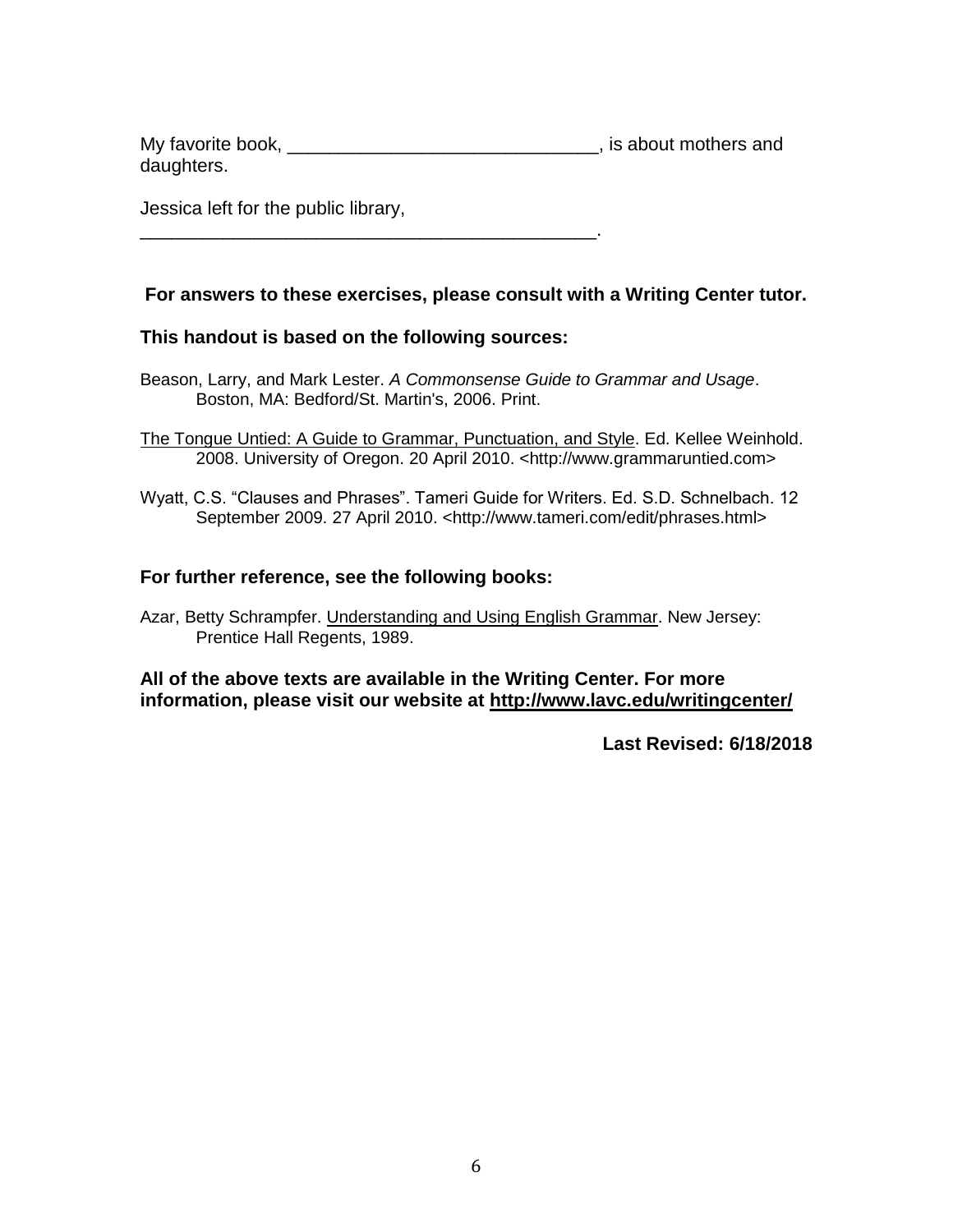My favorite book, ______________________________, is about mothers and daughters.

Jessica left for the public library, ______________________________________________.

**For answers to these exercises, please consult with a Writing Center tutor.**

**This handout is based on the following sources:**

Beason, Larry, and Mark Lester. *A Commonsense Guide to Grammar and Usage*. Boston, MA: Bedford/St. Martin's, 2006. Print.

<u>The Tongue Untied: A Guide to Grammar, Punctuation, and Style</u>. Ed. Kellee Weinhold. 2008. University of Oregon. 20 April 2010. <http://www.grammaruntied.com>

Wyatt, C.S. "Clauses and Phrases". Tameri Guide for Writers. Ed. S.D. Schnelbach. 12 September 2009. 27 April 2010. <http://www.tameri.com/edit/phrases.html>

**For further reference, see the following books:**

Azar, Betty Schrampfer. <u>Understanding and Using English Grammar</u>. New Jersey: Prentice Hall Regents, 1989.

**All of the above texts are available in the Writing Center. For more information, please visit our website at http://www.lavc.edu/writingcenter/**

**Last Revised: 6/18/2018**